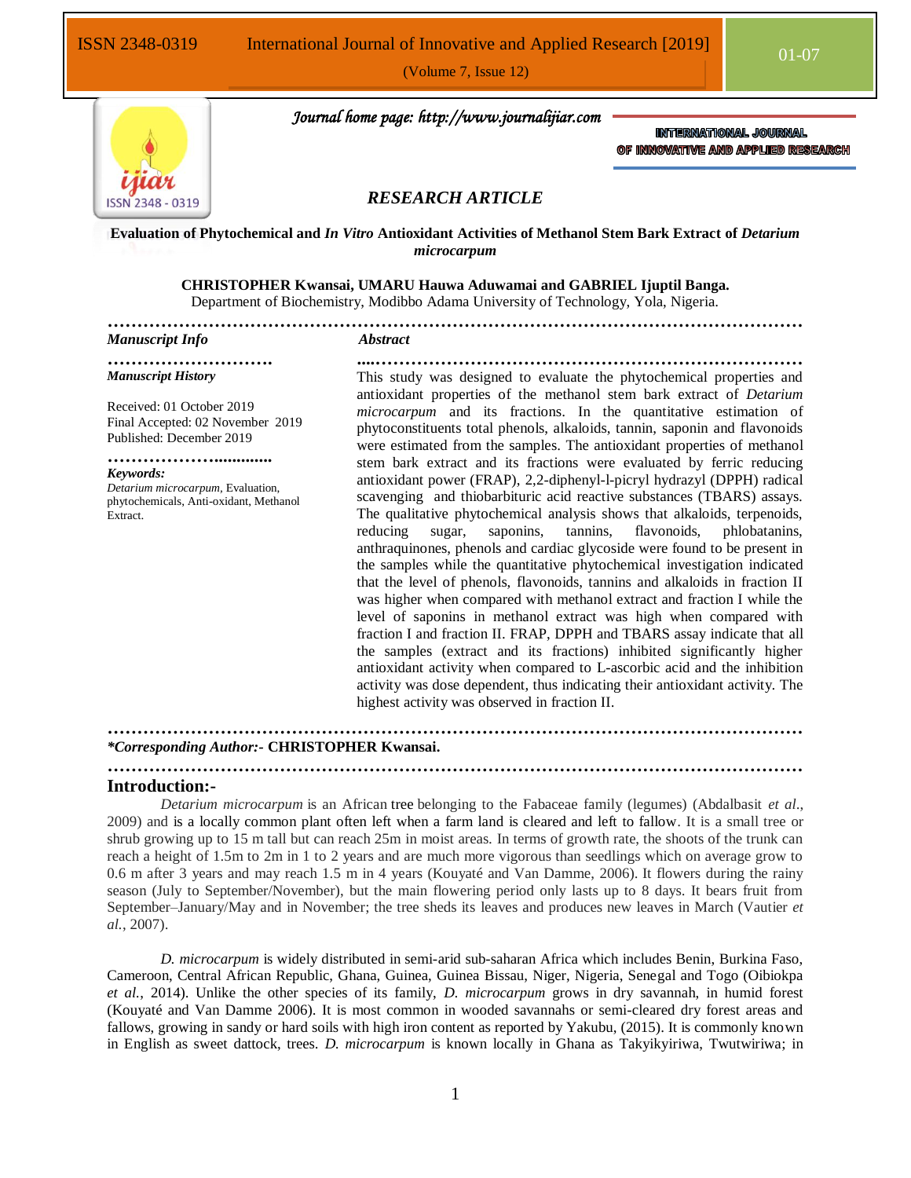*Journal home page: http://www.journalijiar.com*

**INTERNATIONAL JOURNAL OF INNOVATIVE AND APPLIED RESEARCH**

### *RESEARCH ARTICLE*

# Evaluation of Phytochemical and *In Vitro* Antioxidant Activities of Methanol Stem Bark Extract of *Detarium microcarpum*

**CHRISTOPHER Kwansai, UMARU Hauwa Aduwamai and GABRIEL Ijuptil Banga.**
Department of Biochemistry, Modibbo Adama University of Technology, Yola, Nigeria.

---

***Manuscript Info***

***Manuscript History***

Received: 01 October 2019
Final Accepted: 02 November 2019
Published: December 2019

***Keywords:***
*Detarium microcarpum*, Evaluation, phytochemicals, Anti-oxidant, Methanol Extract.

***Abstract***

This study was designed to evaluate the phytochemical properties and antioxidant properties of the methanol stem bark extract of *Detarium microcarpum* and its fractions. In the quantitative estimation of phytoconstituents total phenols, alkaloids, tannin, saponin and flavonoids were estimated from the samples. The antioxidant properties of methanol stem bark extract and its fractions were evaluated by ferric reducing antioxidant power (FRAP), 2,2-diphenyl-l-picryl hydrazyl (DPPH) radical scavenging and thiobarbituric acid reactive substances (TBARS) assays. The qualitative phytochemical analysis shows that alkaloids, terpenoids, reducing sugar, saponins, tannins, flavonoids, phlobatanins, anthraquinones, phenols and cardiac glycoside were found to be present in the samples while the quantitative phytochemical investigation indicated that the level of phenols, flavonoids, tannins and alkaloids in fraction II was higher when compared with methanol extract and fraction I while the level of saponins in methanol extract was high when compared with fraction I and fraction II. FRAP, DPPH and TBARS assay indicate that all the samples (extract and its fractions) inhibited significantly higher antioxidant activity when compared to L-ascorbic acid and the inhibition activity was dose dependent, thus indicating their antioxidant activity. The highest activity was observed in fraction II.

---

***Corresponding Author:*- CHRISTOPHER Kwansai.**

---

## Introduction:-

*Detarium microcarpum* is an African tree belonging to the Fabaceae family (legumes) (Abdalbasit *et al*., 2009) and is a locally common plant often left when a farm land is cleared and left to fallow. It is a small tree or shrub growing up to 15 m tall but can reach 25m in moist areas. In terms of growth rate, the shoots of the trunk can reach a height of 1.5m to 2m in 1 to 2 years and are much more vigorous than seedlings which on average grow to 0.6 m after 3 years and may reach 1.5 m in 4 years (Kouyaté and Van Damme, 2006). It flowers during the rainy season (July to September/November), but the main flowering period only lasts up to 8 days. It bears fruit from September–January/May and in November; the tree sheds its leaves and produces new leaves in March (Vautier *et al.*, 2007).

*D. microcarpum* is widely distributed in semi-arid sub-saharan Africa which includes Benin, Burkina Faso, Cameroon, Central African Republic, Ghana, Guinea, Guinea Bissau, Niger, Nigeria, Senegal and Togo (Oibiokpa *et al.*, 2014). Unlike the other species of its family, *D. microcarpum* grows in dry savannah, in humid forest (Kouyaté and Van Damme 2006). It is most common in wooded savannahs or semi-cleared dry forest areas and fallows, growing in sandy or hard soils with high iron content as reported by Yakubu, (2015). It is commonly known in English as sweet dattock, trees. *D. microcarpum* is known locally in Ghana as Takyikyiriwa, Twutwiriwa; in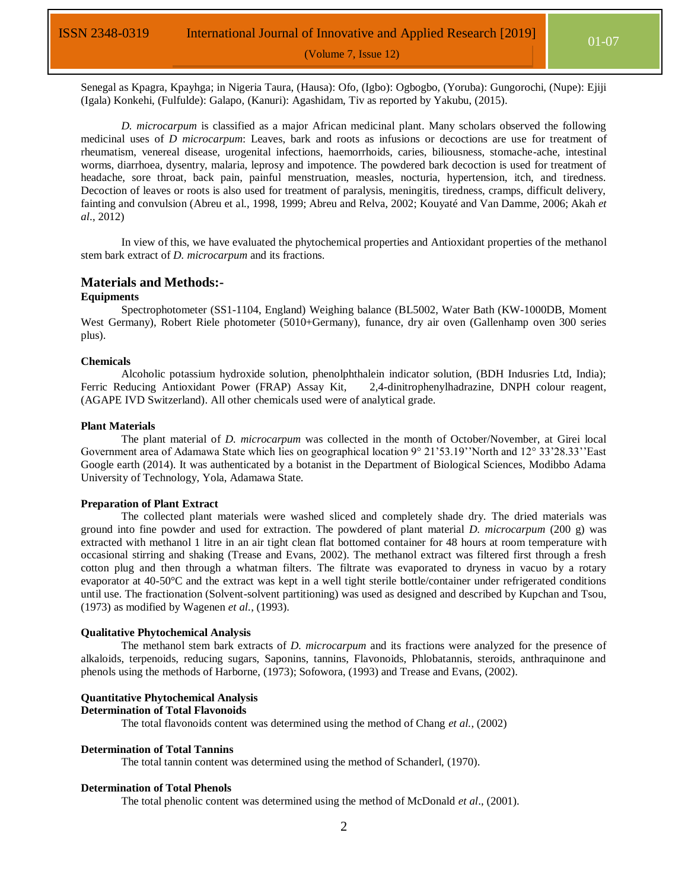Senegal as Kpagra, Kpayhga; in Nigeria Taura, (Hausa): Ofo, (Igbo): Ogbogbo, (Yoruba): Gungorochi, (Nupe): Ejiji (Igala) Konkehi, (Fulfulde): Galapo, (Kanuri): Agashidam, Tiv as reported by Yakubu, (2015).

*D. microcarpum* is classified as a major African medicinal plant. Many scholars observed the following medicinal uses of *D microcarpum*: Leaves, bark and roots as infusions or decoctions are use for treatment of rheumatism, venereal disease, urogenital infections, haemorrhoids, caries, biliousness, stomache-ache, intestinal worms, diarrhoea, dysentry, malaria, leprosy and impotence. The powdered bark decoction is used for treatment of headache, sore throat, back pain, painful menstruation, measles, nocturia, hypertension, itch, and tiredness. Decoction of leaves or roots is also used for treatment of paralysis, meningitis, tiredness, cramps, difficult delivery, fainting and convulsion (Abreu et al., 1998, 1999; Abreu and Relva, 2002; Kouyaté and Van Damme, 2006; Akah *et al*., 2012)

In view of this, we have evaluated the phytochemical properties and Antioxidant properties of the methanol stem bark extract of *D. microcarpum* and its fractions.

## Materials and Methods:-

**Equipments**

Spectrophotometer (SS1-1104, England) Weighing balance (BL5002, Water Bath (KW-1000DB, Moment West Germany), Robert Riele photometer (5010+Germany), funance, dry air oven (Gallenhamp oven 300 series plus).

**Chemicals**

Alcoholic potassium hydroxide solution, phenolphthalein indicator solution, (BDH Indusries Ltd, India); Ferric Reducing Antioxidant Power (FRAP) Assay Kit, 2,4-dinitrophenylhadrazine, DNPH colour reagent, (AGAPE IVD Switzerland). All other chemicals used were of analytical grade.

**Plant Materials**

The plant material of *D. microcarpum* was collected in the month of October/November, at Girei local Government area of Adamawa State which lies on geographical location 9° 21'53.19''North and 12° 33'28.33''East Google earth (2014). It was authenticated by a botanist in the Department of Biological Sciences, Modibbo Adama University of Technology, Yola, Adamawa State.

**Preparation of Plant Extract**

The collected plant materials were washed sliced and completely shade dry. The dried materials was ground into fine powder and used for extraction. The powdered of plant material *D. microcarpum* (200 g) was extracted with methanol 1 litre in an air tight clean flat bottomed container for 48 hours at room temperature with occasional stirring and shaking (Trease and Evans, 2002). The methanol extract was filtered first through a fresh cotton plug and then through a whatman filters. The filtrate was evaporated to dryness in vacuo by a rotary evaporator at 40-50°C and the extract was kept in a well tight sterile bottle/container under refrigerated conditions until use. The fractionation (Solvent-solvent partitioning) was used as designed and described by Kupchan and Tsou, (1973) as modified by Wagenen *et al.*, (1993).

**Qualitative Phytochemical Analysis**

The methanol stem bark extracts of *D. microcarpum* and its fractions were analyzed for the presence of alkaloids, terpenoids, reducing sugars, Saponins, tannins, Flavonoids, Phlobatannis, steroids, anthraquinone and phenols using the methods of Harborne, (1973); Sofowora, (1993) and Trease and Evans, (2002).

**Quantitative Phytochemical Analysis**

**Determination of Total Flavonoids**

The total flavonoids content was determined using the method of Chang *et al.*, (2002)

**Determination of Total Tannins**

The total tannin content was determined using the method of Schanderl, (1970).

**Determination of Total Phenols**

The total phenolic content was determined using the method of McDonald *et al*., (2001).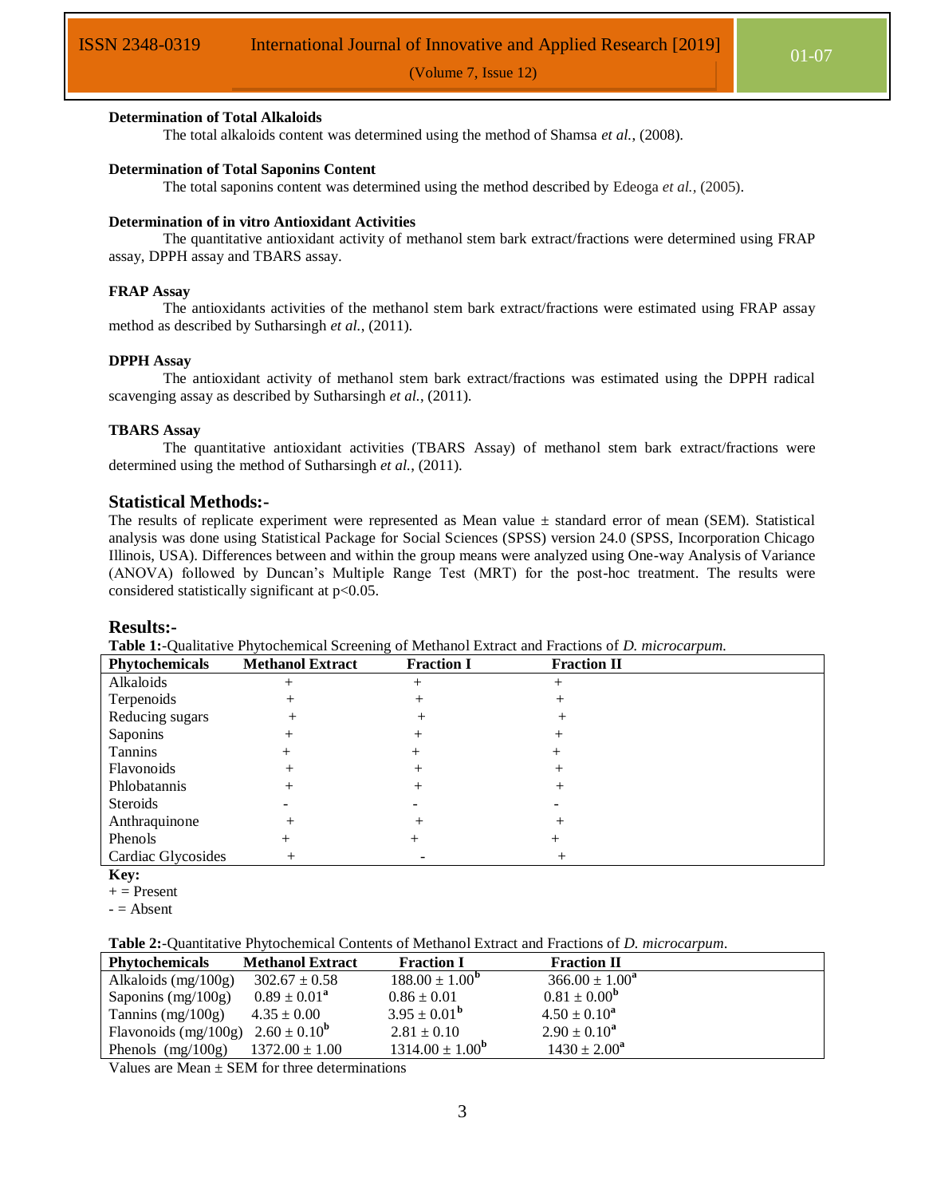**Determination of Total Alkaloids**

The total alkaloids content was determined using the method of Shamsa *et al.*, (2008).

**Determination of Total Saponins Content**

The total saponins content was determined using the method described by Edeoga *et al.*, (2005).

**Determination of in vitro Antioxidant Activities**

The quantitative antioxidant activity of methanol stem bark extract/fractions were determined using FRAP assay, DPPH assay and TBARS assay.

**FRAP Assay**

The antioxidants activities of the methanol stem bark extract/fractions were estimated using FRAP assay method as described by Sutharsingh *et al.*, (2011).

**DPPH Assay**

The antioxidant activity of methanol stem bark extract/fractions was estimated using the DPPH radical scavenging assay as described by Sutharsingh *et al.*, (2011).

**TBARS Assay**

The quantitative antioxidant activities (TBARS Assay) of methanol stem bark extract/fractions were determined using the method of Sutharsingh *et al.*, (2011).

## Statistical Methods:-

The results of replicate experiment were represented as Mean value ± standard error of mean (SEM). Statistical analysis was done using Statistical Package for Social Sciences (SPSS) version 24.0 (SPSS, Incorporation Chicago Illinois, USA). Differences between and within the group means were analyzed using One-way Analysis of Variance (ANOVA) followed by Duncan's Multiple Range Test (MRT) for the post-hoc treatment. The results were considered statistically significant at $p<0.05$.

## Results:-

**Table 1:**-Qualitative Phytochemical Screening of Methanol Extract and Fractions of *D. microcarpum*.

| Phytochemicals | Methanol Extract | Fraction I | Fraction II |
|---|---|---|---|
| Alkaloids | + | + | + |
| Terpenoids | + | + | + |
| Reducing sugars | + | + | + |
| Saponins | + | + | + |
| Tannins | + | + | + |
| Flavonoids | + | + | + |
| Phlobatannis | + | + | + |
| Steroids | - | - | - |
| Anthraquinone | + | + | + |
| Phenols | + | + | + |
| Cardiac Glycosides | + | - | + |

**Key:**

+ = Present

- = Absent

**Table 2:**-Quantitative Phytochemical Contents of Methanol Extract and Fractions of *D. microcarpum*.

| Phytochemicals | Methanol Extract | Fraction I | Fraction II |
|---|---|---|---|
| Alkaloids (mg/100g) | 302.67 ± 0.58 | 188.00 ± 1.00$^{b}$ | 366.00 ± 1.00$^{a}$ |
| Saponins (mg/100g) | 0.89 ± 0.01$^{a}$ | 0.86 ± 0.01 | 0.81 ± 0.00$^{b}$ |
| Tannins (mg/100g) | 4.35 ± 0.00 | 3.95 ± 0.01$^{b}$ | 4.50 ± 0.10$^{a}$ |
| Flavonoids (mg/100g) | 2.60 ± 0.10$^{b}$ | 2.81 ± 0.10 | 2.90 ± 0.10$^{a}$ |
| Phenols (mg/100g) | 1372.00 ± 1.00 | 1314.00 ± 1.00$^{b}$ | 1430 ± 2.00$^{a}$ |

Values are Mean ± SEM for three determinations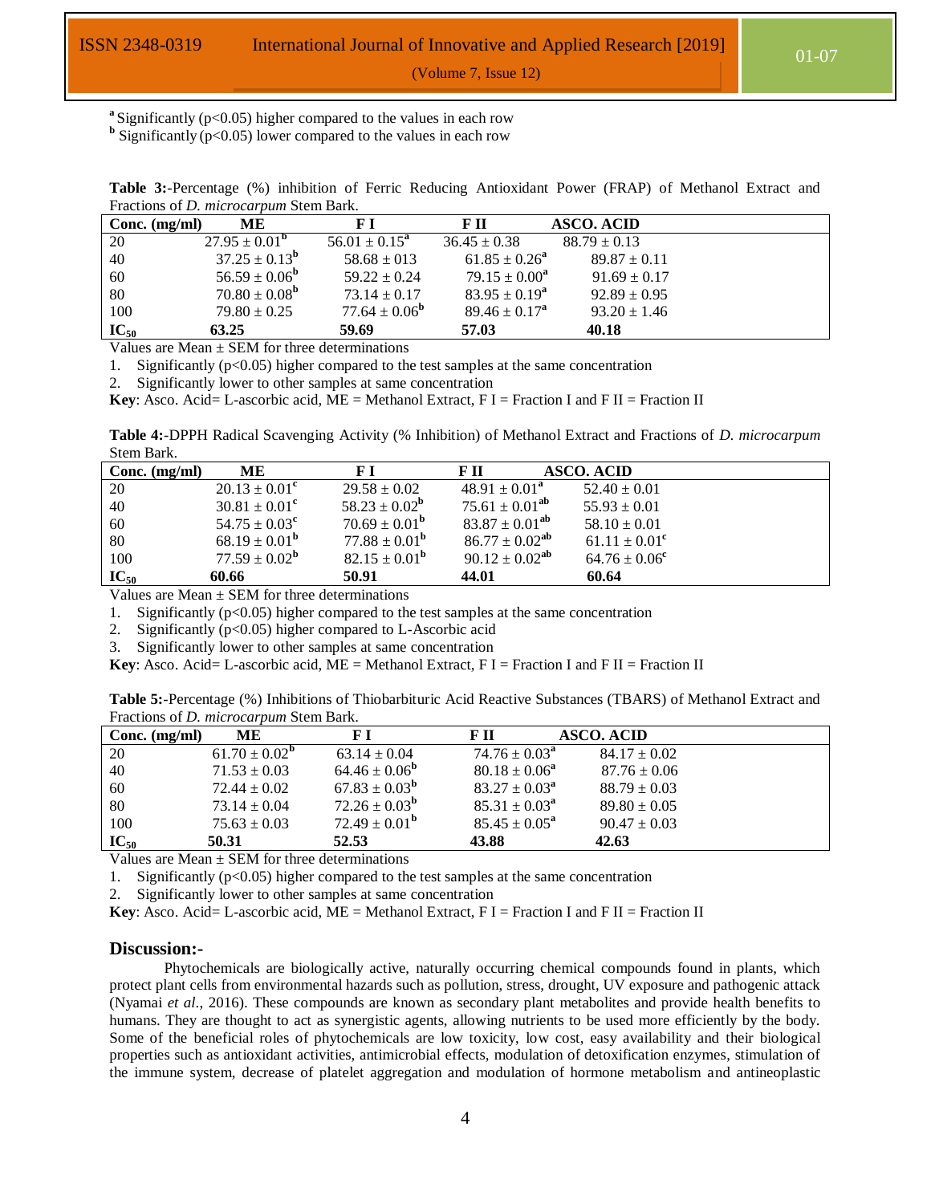[a] Significantly (p<0.05) higher compared to the values in each row
[b] Significantly (p<0.05) lower compared to the values in each row

**Table 3:**-Percentage (%) inhibition of Ferric Reducing Antioxidant Power (FRAP) of Methanol Extract and Fractions of *D. microcarpum* Stem Bark.

| Conc. (mg/ml) | ME | F I | F II | ASCO. ACID |
|---|---|---|---|---|
| 20 | $27.95 \pm 0.01^b$ | $56.01 \pm 0.15^a$ | $36.45 \pm 0.38$ | $88.79 \pm 0.13$ |
| 40 | $37.25 \pm 0.13^b$ | $58.68 \pm 013$ | $61.85 \pm 0.26^a$ | $89.87 \pm 0.11$ |
| 60 | $56.59 \pm 0.06^b$ | $59.22 \pm 0.24$ | $79.15 \pm 0.00^a$ | $91.69 \pm 0.17$ |
| 80 | $70.80 \pm 0.08^b$ | $73.14 \pm 0.17$ | $83.95 \pm 0.19^a$ | $92.89 \pm 0.95$ |
| 100 | $79.80 \pm 0.25$ | $77.64 \pm 0.06^b$ | $89.46 \pm 0.17^a$ | $93.20 \pm 1.46$ |
| $IC_{50}$ | **63.25** | **59.69** | **57.03** | **40.18** |

Values are Mean ± SEM for three determinations

1. Significantly (p<0.05) higher compared to the test samples at the same concentration
2. Significantly lower to other samples at same concentration

**Key**: Asco. Acid= L-ascorbic acid, ME = Methanol Extract, F I = Fraction I and F II = Fraction II

**Table 4:**-DPPH Radical Scavenging Activity (% Inhibition) of Methanol Extract and Fractions of *D. microcarpum* Stem Bark.

| Conc. (mg/ml) | ME | F I | F II | ASCO. ACID |
|---|---|---|---|---|
| 20 | $20.13 \pm 0.01^c$ | $29.58 \pm 0.02$ | $48.91 \pm 0.01^a$ | $52.40 \pm 0.01$ |
| 40 | $30.81 \pm 0.01^c$ | $58.23 \pm 0.02^b$ | $75.61 \pm 0.01^{ab}$ | $55.93 \pm 0.01$ |
| 60 | $54.75 \pm 0.03^c$ | $70.69 \pm 0.01^b$ | $83.87 \pm 0.01^{ab}$ | $58.10 \pm 0.01$ |
| 80 | $68.19 \pm 0.01^b$ | $77.88 \pm 0.01^b$ | $86.77 \pm 0.02^{ab}$ | $61.11 \pm 0.01^c$ |
| 100 | $77.59 \pm 0.02^b$ | $82.15 \pm 0.01^b$ | $90.12 \pm 0.02^{ab}$ | $64.76 \pm 0.06^c$ |
| $IC_{50}$ | **60.66** | **50.91** | **44.01** | **60.64** |

Values are Mean ± SEM for three determinations

1. Significantly (p<0.05) higher compared to the test samples at the same concentration
2. Significantly (p<0.05) higher compared to L-Ascorbic acid
3. Significantly lower to other samples at same concentration

**Key**: Asco. Acid= L-ascorbic acid, ME = Methanol Extract, F I = Fraction I and F II = Fraction II

**Table 5:**-Percentage (%) Inhibitions of Thiobarbituric Acid Reactive Substances (TBARS) of Methanol Extract and Fractions of *D. microcarpum* Stem Bark.

| Conc. (mg/ml) | ME | F I | F II | ASCO. ACID |
|---|---|---|---|---|
| 20 | $61.70 \pm 0.02^b$ | $63.14 \pm 0.04$ | $74.76 \pm 0.03^a$ | $84.17 \pm 0.02$ |
| 40 | $71.53 \pm 0.03$ | $64.46 \pm 0.06^b$ | $80.18 \pm 0.06^a$ | $87.76 \pm 0.06$ |
| 60 | $72.44 \pm 0.02$ | $67.83 \pm 0.03^b$ | $83.27 \pm 0.03^a$ | $88.79 \pm 0.03$ |
| 80 | $73.14 \pm 0.04$ | $72.26 \pm 0.03^b$ | $85.31 \pm 0.03^a$ | $89.80 \pm 0.05$ |
| 100 | $75.63 \pm 0.03$ | $72.49 \pm 0.01^b$ | $85.45 \pm 0.05^a$ | $90.47 \pm 0.03$ |
| $IC_{50}$ | **50.31** | **52.53** | **43.88** | **42.63** |

Values are Mean ± SEM for three determinations

1. Significantly (p<0.05) higher compared to the test samples at the same concentration
2. Significantly lower to other samples at same concentration

**Key**: Asco. Acid= L-ascorbic acid, ME = Methanol Extract, F I = Fraction I and F II = Fraction II

## Discussion:-

Phytochemicals are biologically active, naturally occurring chemical compounds found in plants, which protect plant cells from environmental hazards such as pollution, stress, drought, UV exposure and pathogenic attack (Nyamai *et al*., 2016). These compounds are known as secondary plant metabolites and provide health benefits to humans. They are thought to act as synergistic agents, allowing nutrients to be used more efficiently by the body. Some of the beneficial roles of phytochemicals are low toxicity, low cost, easy availability and their biological properties such as antioxidant activities, antimicrobial effects, modulation of detoxification enzymes, stimulation of the immune system, decrease of platelet aggregation and modulation of hormone metabolism and antineoplastic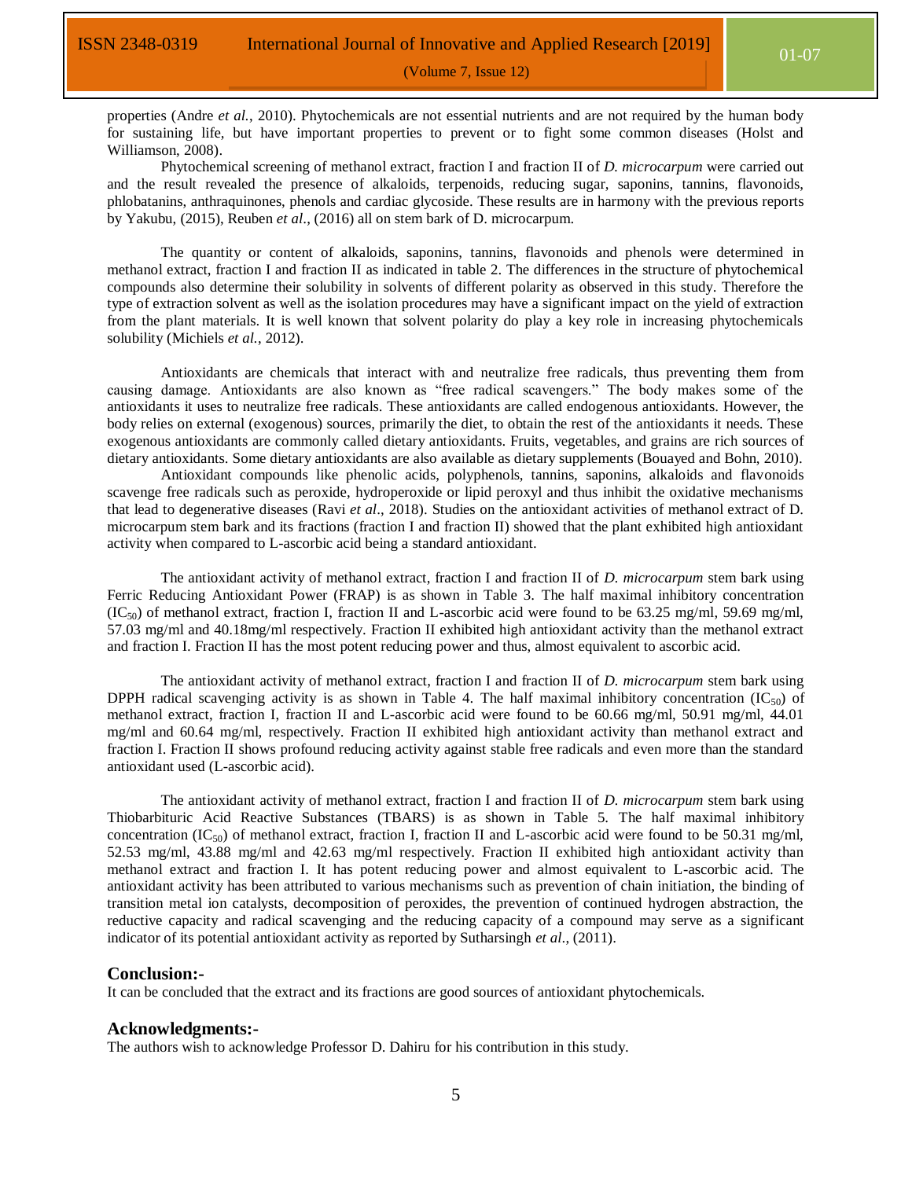properties (Andre *et al.*, 2010). Phytochemicals are not essential nutrients and are not required by the human body for sustaining life, but have important properties to prevent or to fight some common diseases (Holst and Williamson, 2008).

Phytochemical screening of methanol extract, fraction I and fraction II of *D. microcarpum* were carried out and the result revealed the presence of alkaloids, terpenoids, reducing sugar, saponins, tannins, flavonoids, phlobatanins, anthraquinones, phenols and cardiac glycoside. These results are in harmony with the previous reports by Yakubu, (2015), Reuben *et al*., (2016) all on stem bark of D. microcarpum.

The quantity or content of alkaloids, saponins, tannins, flavonoids and phenols were determined in methanol extract, fraction I and fraction II as indicated in table 2. The differences in the structure of phytochemical compounds also determine their solubility in solvents of different polarity as observed in this study. Therefore the type of extraction solvent as well as the isolation procedures may have a significant impact on the yield of extraction from the plant materials. It is well known that solvent polarity do play a key role in increasing phytochemicals solubility (Michiels *et al.*, 2012).

Antioxidants are chemicals that interact with and neutralize free radicals, thus preventing them from causing damage. Antioxidants are also known as "free radical scavengers." The body makes some of the antioxidants it uses to neutralize free radicals. These antioxidants are called endogenous antioxidants. However, the body relies on external (exogenous) sources, primarily the diet, to obtain the rest of the antioxidants it needs. These exogenous antioxidants are commonly called dietary antioxidants. Fruits, vegetables, and grains are rich sources of dietary antioxidants. Some dietary antioxidants are also available as dietary supplements (Bouayed and Bohn, 2010).

Antioxidant compounds like phenolic acids, polyphenols, tannins, saponins, alkaloids and flavonoids scavenge free radicals such as peroxide, hydroperoxide or lipid peroxyl and thus inhibit the oxidative mechanisms that lead to degenerative diseases (Ravi *et al*., 2018). Studies on the antioxidant activities of methanol extract of D. microcarpum stem bark and its fractions (fraction I and fraction II) showed that the plant exhibited high antioxidant activity when compared to L-ascorbic acid being a standard antioxidant.

The antioxidant activity of methanol extract, fraction I and fraction II of *D. microcarpum* stem bark using Ferric Reducing Antioxidant Power (FRAP) is as shown in Table 3. The half maximal inhibitory concentration ($IC_{50}$) of methanol extract, fraction I, fraction II and L-ascorbic acid were found to be 63.25 mg/ml, 59.69 mg/ml, 57.03 mg/ml and 40.18mg/ml respectively. Fraction II exhibited high antioxidant activity than the methanol extract and fraction I. Fraction II has the most potent reducing power and thus, almost equivalent to ascorbic acid.

The antioxidant activity of methanol extract, fraction I and fraction II of *D. microcarpum* stem bark using DPPH radical scavenging activity is as shown in Table 4. The half maximal inhibitory concentration ($IC_{50}$) of methanol extract, fraction I, fraction II and L-ascorbic acid were found to be 60.66 mg/ml, 50.91 mg/ml, 44.01 mg/ml and 60.64 mg/ml, respectively. Fraction II exhibited high antioxidant activity than methanol extract and fraction I. Fraction II shows profound reducing activity against stable free radicals and even more than the standard antioxidant used (L-ascorbic acid).

The antioxidant activity of methanol extract, fraction I and fraction II of *D. microcarpum* stem bark using Thiobarbituric Acid Reactive Substances (TBARS) is as shown in Table 5. The half maximal inhibitory concentration ($IC_{50}$) of methanol extract, fraction I, fraction II and L-ascorbic acid were found to be 50.31 mg/ml, 52.53 mg/ml, 43.88 mg/ml and 42.63 mg/ml respectively. Fraction II exhibited high antioxidant activity than methanol extract and fraction I. It has potent reducing power and almost equivalent to L-ascorbic acid. The antioxidant activity has been attributed to various mechanisms such as prevention of chain initiation, the binding of transition metal ion catalysts, decomposition of peroxides, the prevention of continued hydrogen abstraction, the reductive capacity and radical scavenging and the reducing capacity of a compound may serve as a significant indicator of its potential antioxidant activity as reported by Sutharsingh *et al*., (2011).

## Conclusion:-

It can be concluded that the extract and its fractions are good sources of antioxidant phytochemicals.

## Acknowledgments:-

The authors wish to acknowledge Professor D. Dahiru for his contribution in this study.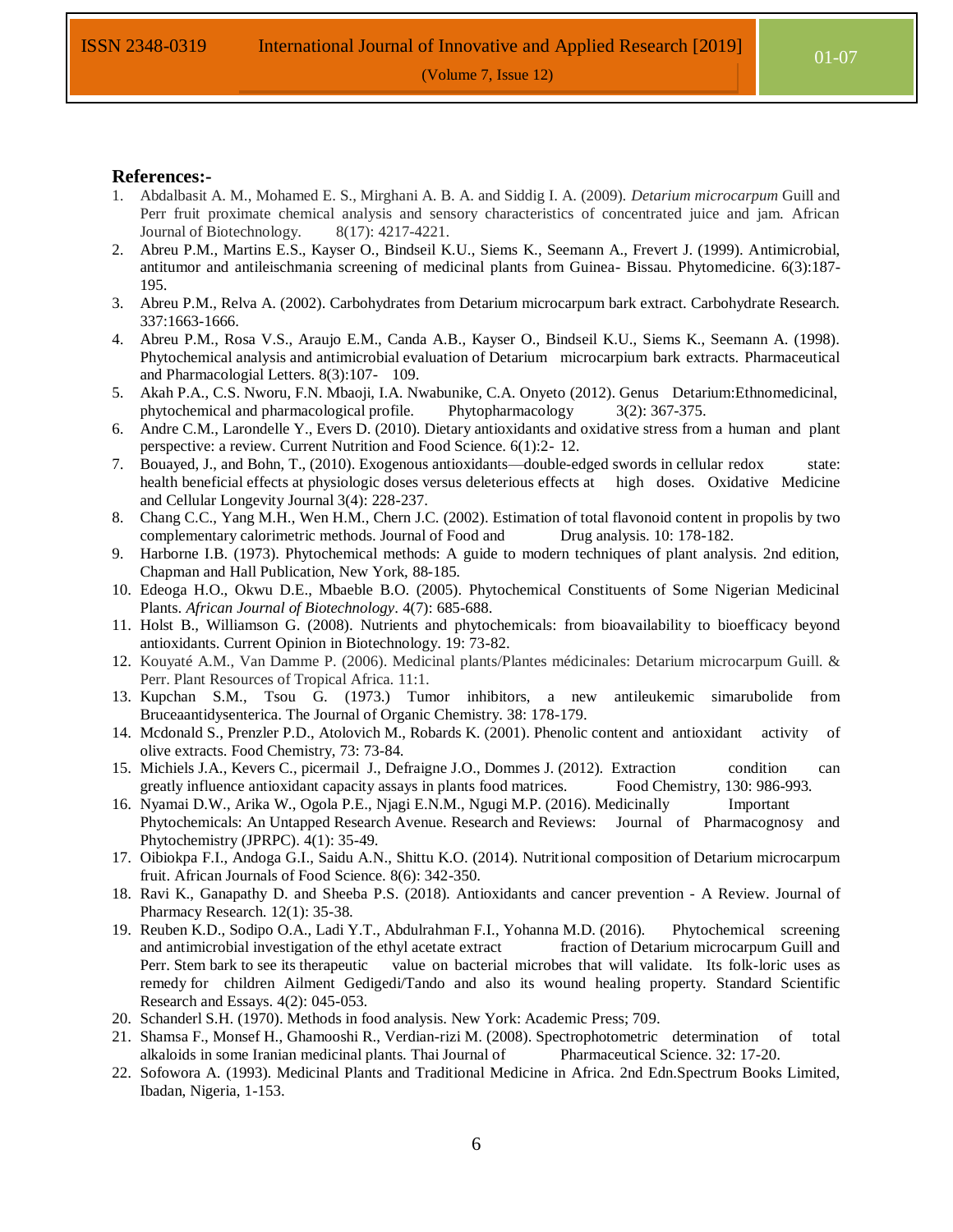## References:-

1. Abdalbasit A. M., Mohamed E. S., Mirghani A. B. A. and Siddig I. A. (2009). *Detarium microcarpum* Guill and Perr fruit proximate chemical analysis and sensory characteristics of concentrated juice and jam. African Journal of Biotechnology. 8(17): 4217-4221.
2. Abreu P.M., Martins E.S., Kayser O., Bindseil K.U., Siems K., Seemann A., Frevert J. (1999). Antimicrobial, antitumor and antileischmania screening of medicinal plants from Guinea- Bissau. Phytomedicine. 6(3):187-195.
3. Abreu P.M., Relva A. (2002). Carbohydrates from Detarium microcarpum bark extract. Carbohydrate Research. 337:1663-1666.
4. Abreu P.M., Rosa V.S., Araujo E.M., Canda A.B., Kayser O., Bindseil K.U., Siems K., Seemann A. (1998). Phytochemical analysis and antimicrobial evaluation of Detarium microcarpium bark extracts. Pharmaceutical and Pharmacologial Letters. 8(3):107- 109.
5. Akah P.A., C.S. Nworu, F.N. Mbaoji, I.A. Nwabunike, C.A. Onyeto (2012). Genus Detarium:Ethnomedicinal, phytochemical and pharmacological profile. Phytopharmacology 3(2): 367-375.
6. Andre C.M., Larondelle Y., Evers D. (2010). Dietary antioxidants and oxidative stress from a human and plant perspective: a review. Current Nutrition and Food Science. 6(1):2- 12.
7. Bouayed, J., and Bohn, T., (2010). Exogenous antioxidants—double-edged swords in cellular redox state: health beneficial effects at physiologic doses versus deleterious effects at high doses. Oxidative Medicine and Cellular Longevity Journal 3(4): 228-237.
8. Chang C.C., Yang M.H., Wen H.M., Chern J.C. (2002). Estimation of total flavonoid content in propolis by two complementary calorimetric methods. Journal of Food and Drug analysis. 10: 178-182.
9. Harborne I.B. (1973). Phytochemical methods: A guide to modern techniques of plant analysis. 2nd edition, Chapman and Hall Publication, New York, 88-185.
10. Edeoga H.O., Okwu D.E., Mbaeble B.O. (2005). Phytochemical Constituents of Some Nigerian Medicinal Plants. *African Journal of Biotechnology*. 4(7): 685-688.
11. Holst B., Williamson G. (2008). Nutrients and phytochemicals: from bioavailability to bioefficacy beyond antioxidants. Current Opinion in Biotechnology. 19: 73-82.
12. Kouyaté A.M., Van Damme P. (2006). Medicinal plants/Plantes médicinales: Detarium microcarpum Guill. & Perr. Plant Resources of Tropical Africa. 11:1.
13. Kupchan S.M., Tsou G. (1973.) Tumor inhibitors, a new antileukemic simarubolide from Bruceaantidysenterica. The Journal of Organic Chemistry. 38: 178-179.
14. Mcdonald S., Prenzler P.D., Atolovich M., Robards K. (2001). Phenolic content and antioxidant activity of olive extracts. Food Chemistry, 73: 73-84.
15. Michiels J.A., Kevers C., picermail J., Defraigne J.O., Dommes J. (2012). Extraction condition can greatly influence antioxidant capacity assays in plants food matrices. Food Chemistry, 130: 986-993.
16. Nyamai D.W., Arika W., Ogola P.E., Njagi E.N.M., Ngugi M.P. (2016). Medicinally Important Phytochemicals: An Untapped Research Avenue. Research and Reviews: Journal of Pharmacognosy and Phytochemistry (JPRPC). 4(1): 35-49.
17. Oibiokpa F.I., Andoga G.I., Saidu A.N., Shittu K.O. (2014). Nutritional composition of Detarium microcarpum fruit. African Journals of Food Science. 8(6): 342-350.
18. Ravi K., Ganapathy D. and Sheeba P.S. (2018). Antioxidants and cancer prevention - A Review. Journal of Pharmacy Research. 12(1): 35-38.
19. Reuben K.D., Sodipo O.A., Ladi Y.T., Abdulrahman F.I., Yohanna M.D. (2016). Phytochemical screening and antimicrobial investigation of the ethyl acetate extract fraction of Detarium microcarpum Guill and Perr. Stem bark to see its therapeutic value on bacterial microbes that will validate. Its folk-loric uses as remedy for children Ailment Gedigedi/Tando and also its wound healing property. Standard Scientific Research and Essays. 4(2): 045-053.
20. Schanderl S.H. (1970). Methods in food analysis. New York: Academic Press; 709.
21. Shamsa F., Monsef H., Ghamooshi R., Verdian-rizi M. (2008). Spectrophotometric determination of total alkaloids in some Iranian medicinal plants. Thai Journal of Pharmaceutical Science. 32: 17-20.
22. Sofowora A. (1993). Medicinal Plants and Traditional Medicine in Africa. 2nd Edn.Spectrum Books Limited, Ibadan, Nigeria, 1-153.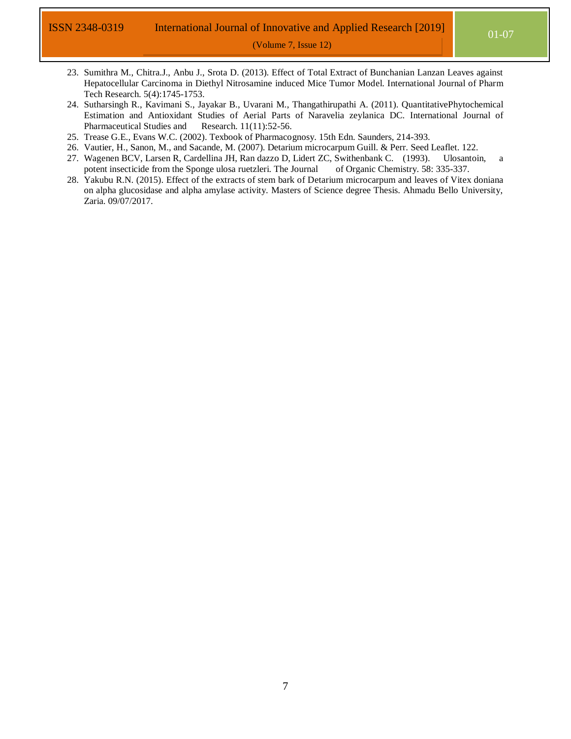23. Sumithra M., Chitra.J., Anbu J., Srota D. (2013). Effect of Total Extract of Bunchanian Lanzan Leaves against Hepatocellular Carcinoma in Diethyl Nitrosamine induced Mice Tumor Model. International Journal of Pharm Tech Research. 5(4):1745-1753.
24. Sutharsingh R., Kavimani S., Jayakar B., Uvarani M., Thangathirupathi A. (2011). QuantitativePhytochemical Estimation and Antioxidant Studies of Aerial Parts of Naravelia zeylanica DC. International Journal of Pharmaceutical Studies and Research. 11(11):52-56.
25. Trease G.E., Evans W.C. (2002). Texbook of Pharmacognosy. 15th Edn. Saunders, 214-393.
26. Vautier, H., Sanon, M., and Sacande, M. (2007). Detarium microcarpum Guill. & Perr. Seed Leaflet. 122.
27. Wagenen BCV, Larsen R, Cardellina JH, Ran dazzo D, Lidert ZC, Swithenbank C. (1993). Ulosantoin, a potent insecticide from the Sponge ulosa ruetzleri. The Journal of Organic Chemistry. 58: 335-337.
28. Yakubu R.N. (2015). Effect of the extracts of stem bark of Detarium microcarpum and leaves of Vitex doniana on alpha glucosidase and alpha amylase activity. Masters of Science degree Thesis. Ahmadu Bello University, Zaria. 09/07/2017.